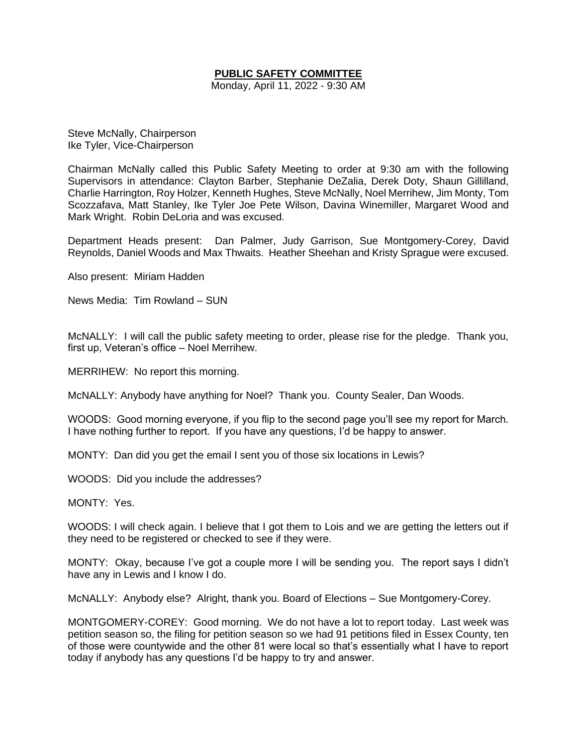# PUBLIC SAFETY COMMITTEE

Monday, April 11, 2022 - 9:30 AM

Steve McNally, Chairperson
Ike Tyler, Vice-Chairperson

Chairman McNally called this Public Safety Meeting to order at 9:30 am with the following Supervisors in attendance: Clayton Barber, Stephanie DeZalia, Derek Doty, Shaun Gillilland, Charlie Harrington, Roy Holzer, Kenneth Hughes, Steve McNally, Noel Merrihew, Jim Monty, Tom Scozzafava, Matt Stanley, Ike Tyler Joe Pete Wilson, Davina Winemiller, Margaret Wood and Mark Wright. Robin DeLoria and was excused.

Department Heads present: Dan Palmer, Judy Garrison, Sue Montgomery-Corey, David Reynolds, Daniel Woods and Max Thwaits. Heather Sheehan and Kristy Sprague were excused.

Also present: Miriam Hadden

News Media: Tim Rowland – SUN

McNALLY: I will call the public safety meeting to order, please rise for the pledge. Thank you, first up, Veteran's office – Noel Merrihew.

MERRIHEW: No report this morning.

McNALLY: Anybody have anything for Noel? Thank you. County Sealer, Dan Woods.

WOODS: Good morning everyone, if you flip to the second page you'll see my report for March. I have nothing further to report. If you have any questions, I'd be happy to answer.

MONTY: Dan did you get the email I sent you of those six locations in Lewis?

WOODS: Did you include the addresses?

MONTY: Yes.

WOODS: I will check again. I believe that I got them to Lois and we are getting the letters out if they need to be registered or checked to see if they were.

MONTY: Okay, because I've got a couple more I will be sending you. The report says I didn't have any in Lewis and I know I do.

McNALLY: Anybody else? Alright, thank you. Board of Elections – Sue Montgomery-Corey.

MONTGOMERY-COREY: Good morning. We do not have a lot to report today. Last week was petition season so, the filing for petition season so we had 91 petitions filed in Essex County, ten of those were countywide and the other 81 were local so that's essentially what I have to report today if anybody has any questions I'd be happy to try and answer.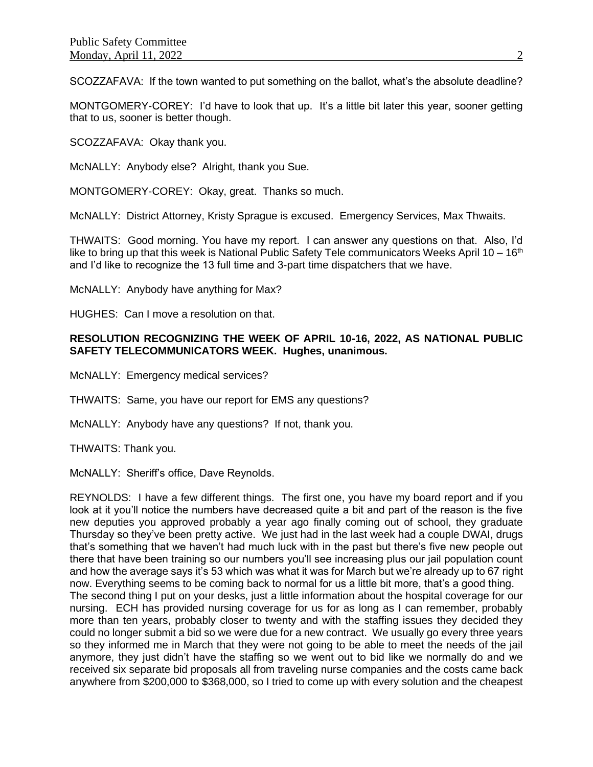SCOZZAFAVA: If the town wanted to put something on the ballot, what's the absolute deadline?

MONTGOMERY-COREY: I'd have to look that up. It's a little bit later this year, sooner getting that to us, sooner is better though.

SCOZZAFAVA: Okay thank you.

McNALLY: Anybody else? Alright, thank you Sue.

MONTGOMERY-COREY: Okay, great. Thanks so much.

McNALLY: District Attorney, Kristy Sprague is excused. Emergency Services, Max Thwaits.

THWAITS: Good morning. You have my report. I can answer any questions on that. Also, I'd like to bring up that this week is National Public Safety Tele communicators Weeks April 10 – 16th and I'd like to recognize the 13 full time and 3-part time dispatchers that we have.

McNALLY: Anybody have anything for Max?

HUGHES: Can I move a resolution on that.

**RESOLUTION RECOGNIZING THE WEEK OF APRIL 10-16, 2022, AS NATIONAL PUBLIC SAFETY TELECOMMUNICATORS WEEK. Hughes, unanimous.**

McNALLY: Emergency medical services?

THWAITS: Same, you have our report for EMS any questions?

McNALLY: Anybody have any questions? If not, thank you.

THWAITS: Thank you.

McNALLY: Sheriff's office, Dave Reynolds.

REYNOLDS: I have a few different things. The first one, you have my board report and if you look at it you'll notice the numbers have decreased quite a bit and part of the reason is the five new deputies you approved probably a year ago finally coming out of school, they graduate Thursday so they've been pretty active. We just had in the last week had a couple DWAI, drugs that's something that we haven't had much luck with in the past but there's five new people out there that have been training so our numbers you'll see increasing plus our jail population count and how the average says it's 53 which was what it was for March but we're already up to 67 right now. Everything seems to be coming back to normal for us a little bit more, that's a good thing.
The second thing I put on your desks, just a little information about the hospital coverage for our nursing. ECH has provided nursing coverage for us for as long as I can remember, probably more than ten years, probably closer to twenty and with the staffing issues they decided they could no longer submit a bid so we were due for a new contract. We usually go every three years so they informed me in March that they were not going to be able to meet the needs of the jail anymore, they just didn't have the staffing so we went out to bid like we normally do and we received six separate bid proposals all from traveling nurse companies and the costs came back anywhere from $200,000 to $368,000, so I tried to come up with every solution and the cheapest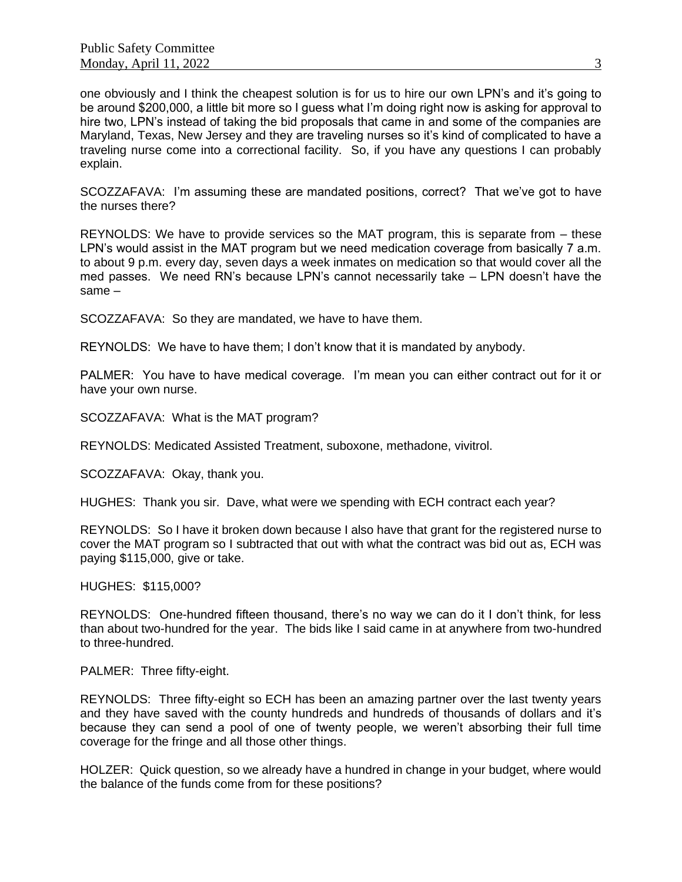one obviously and I think the cheapest solution is for us to hire our own LPN's and it's going to be around $200,000, a little bit more so I guess what I'm doing right now is asking for approval to hire two, LPN's instead of taking the bid proposals that came in and some of the companies are Maryland, Texas, New Jersey and they are traveling nurses so it's kind of complicated to have a traveling nurse come into a correctional facility. So, if you have any questions I can probably explain.

SCOZZAFAVA: I'm assuming these are mandated positions, correct? That we've got to have the nurses there?

REYNOLDS: We have to provide services so the MAT program, this is separate from – these LPN's would assist in the MAT program but we need medication coverage from basically 7 a.m. to about 9 p.m. every day, seven days a week inmates on medication so that would cover all the med passes. We need RN's because LPN's cannot necessarily take – LPN doesn't have the same –

SCOZZAFAVA: So they are mandated, we have to have them.

REYNOLDS: We have to have them; I don't know that it is mandated by anybody.

PALMER: You have to have medical coverage. I'm mean you can either contract out for it or have your own nurse.

SCOZZAFAVA: What is the MAT program?

REYNOLDS: Medicated Assisted Treatment, suboxone, methadone, vivitrol.

SCOZZAFAVA: Okay, thank you.

HUGHES: Thank you sir. Dave, what were we spending with ECH contract each year?

REYNOLDS: So I have it broken down because I also have that grant for the registered nurse to cover the MAT program so I subtracted that out with what the contract was bid out as, ECH was paying $115,000, give or take.

HUGHES: $115,000?

REYNOLDS: One-hundred fifteen thousand, there's no way we can do it I don't think, for less than about two-hundred for the year. The bids like I said came in at anywhere from two-hundred to three-hundred.

PALMER: Three fifty-eight.

REYNOLDS: Three fifty-eight so ECH has been an amazing partner over the last twenty years and they have saved with the county hundreds and hundreds of thousands of dollars and it's because they can send a pool of one of twenty people, we weren't absorbing their full time coverage for the fringe and all those other things.

HOLZER: Quick question, so we already have a hundred in change in your budget, where would the balance of the funds come from for these positions?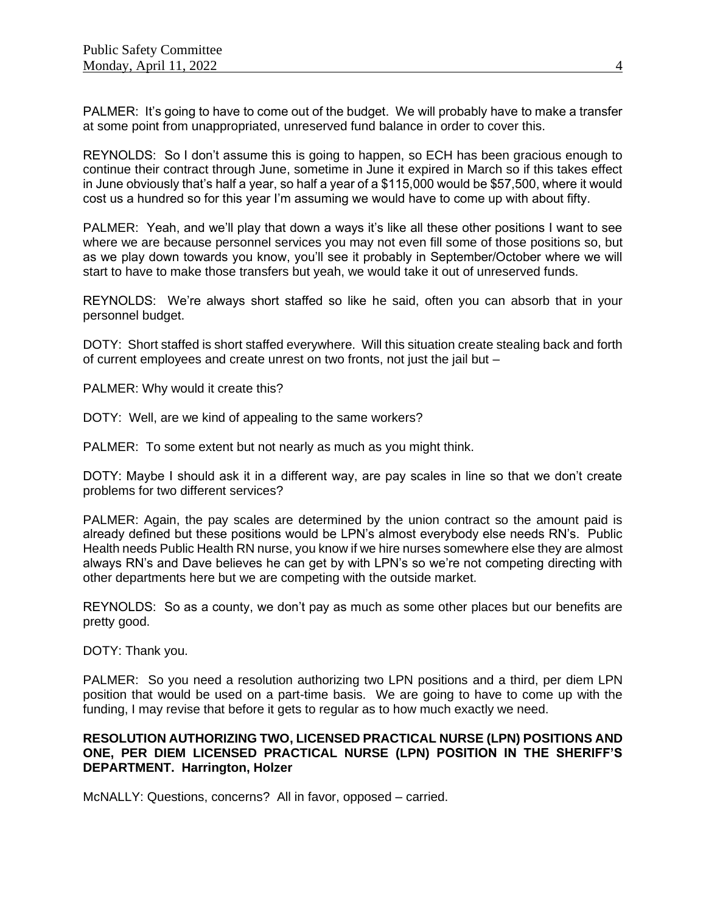PALMER: It's going to have to come out of the budget. We will probably have to make a transfer at some point from unappropriated, unreserved fund balance in order to cover this.

REYNOLDS: So I don't assume this is going to happen, so ECH has been gracious enough to continue their contract through June, sometime in June it expired in March so if this takes effect in June obviously that's half a year, so half a year of a $115,000 would be $57,500, where it would cost us a hundred so for this year I'm assuming we would have to come up with about fifty.

PALMER: Yeah, and we'll play that down a ways it's like all these other positions I want to see where we are because personnel services you may not even fill some of those positions so, but as we play down towards you know, you'll see it probably in September/October where we will start to have to make those transfers but yeah, we would take it out of unreserved funds.

REYNOLDS: We're always short staffed so like he said, often you can absorb that in your personnel budget.

DOTY: Short staffed is short staffed everywhere. Will this situation create stealing back and forth of current employees and create unrest on two fronts, not just the jail but –

PALMER: Why would it create this?

DOTY: Well, are we kind of appealing to the same workers?

PALMER: To some extent but not nearly as much as you might think.

DOTY: Maybe I should ask it in a different way, are pay scales in line so that we don't create problems for two different services?

PALMER: Again, the pay scales are determined by the union contract so the amount paid is already defined but these positions would be LPN's almost everybody else needs RN's. Public Health needs Public Health RN nurse, you know if we hire nurses somewhere else they are almost always RN's and Dave believes he can get by with LPN's so we're not competing directing with other departments here but we are competing with the outside market.

REYNOLDS: So as a county, we don't pay as much as some other places but our benefits are pretty good.

DOTY: Thank you.

PALMER: So you need a resolution authorizing two LPN positions and a third, per diem LPN position that would be used on a part-time basis. We are going to have to come up with the funding, I may revise that before it gets to regular as to how much exactly we need.

**RESOLUTION AUTHORIZING TWO, LICENSED PRACTICAL NURSE (LPN) POSITIONS AND ONE, PER DIEM LICENSED PRACTICAL NURSE (LPN) POSITION IN THE SHERIFF'S DEPARTMENT. Harrington, Holzer**

McNALLY: Questions, concerns? All in favor, opposed – carried.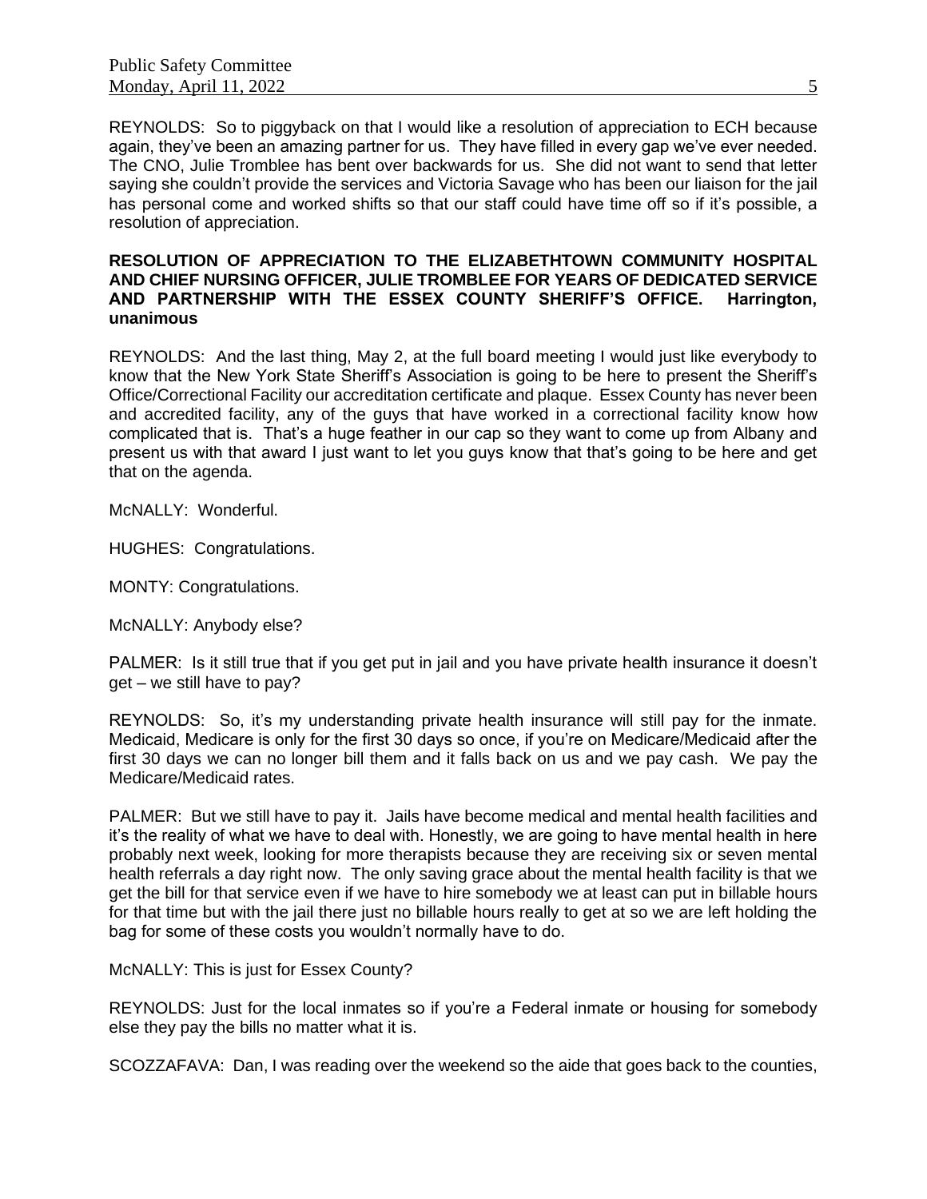REYNOLDS: So to piggyback on that I would like a resolution of appreciation to ECH because again, they've been an amazing partner for us. They have filled in every gap we've ever needed. The CNO, Julie Tromblee has bent over backwards for us. She did not want to send that letter saying she couldn't provide the services and Victoria Savage who has been our liaison for the jail has personal come and worked shifts so that our staff could have time off so if it's possible, a resolution of appreciation.

**RESOLUTION OF APPRECIATION TO THE ELIZABETHTOWN COMMUNITY HOSPITAL AND CHIEF NURSING OFFICER, JULIE TROMBLEE FOR YEARS OF DEDICATED SERVICE AND PARTNERSHIP WITH THE ESSEX COUNTY SHERIFF'S OFFICE. Harrington, unanimous**

REYNOLDS: And the last thing, May 2, at the full board meeting I would just like everybody to know that the New York State Sheriff's Association is going to be here to present the Sheriff's Office/Correctional Facility our accreditation certificate and plaque. Essex County has never been and accredited facility, any of the guys that have worked in a correctional facility know how complicated that is. That's a huge feather in our cap so they want to come up from Albany and present us with that award I just want to let you guys know that that's going to be here and get that on the agenda.

McNALLY: Wonderful.

HUGHES: Congratulations.

MONTY: Congratulations.

McNALLY: Anybody else?

PALMER: Is it still true that if you get put in jail and you have private health insurance it doesn't get – we still have to pay?

REYNOLDS: So, it's my understanding private health insurance will still pay for the inmate. Medicaid, Medicare is only for the first 30 days so once, if you're on Medicare/Medicaid after the first 30 days we can no longer bill them and it falls back on us and we pay cash. We pay the Medicare/Medicaid rates.

PALMER: But we still have to pay it. Jails have become medical and mental health facilities and it's the reality of what we have to deal with. Honestly, we are going to have mental health in here probably next week, looking for more therapists because they are receiving six or seven mental health referrals a day right now. The only saving grace about the mental health facility is that we get the bill for that service even if we have to hire somebody we at least can put in billable hours for that time but with the jail there just no billable hours really to get at so we are left holding the bag for some of these costs you wouldn't normally have to do.

McNALLY: This is just for Essex County?

REYNOLDS: Just for the local inmates so if you're a Federal inmate or housing for somebody else they pay the bills no matter what it is.

SCOZZAFAVA: Dan, I was reading over the weekend so the aide that goes back to the counties,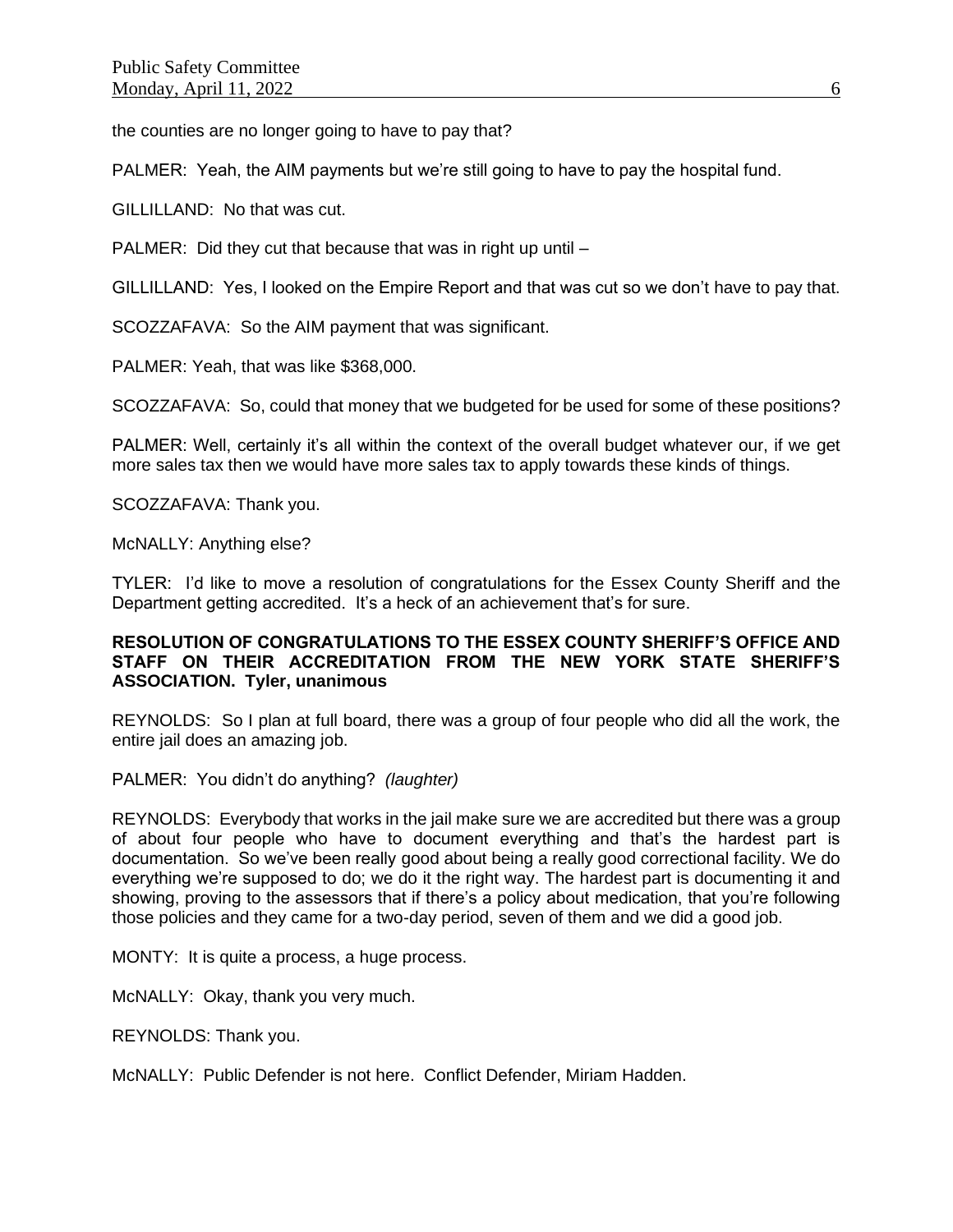the counties are no longer going to have to pay that?

PALMER: Yeah, the AIM payments but we're still going to have to pay the hospital fund.

GILLILLAND: No that was cut.

PALMER: Did they cut that because that was in right up until –

GILLILLAND: Yes, I looked on the Empire Report and that was cut so we don't have to pay that.

SCOZZAFAVA: So the AIM payment that was significant.

PALMER: Yeah, that was like $368,000.

SCOZZAFAVA: So, could that money that we budgeted for be used for some of these positions?

PALMER: Well, certainly it's all within the context of the overall budget whatever our, if we get more sales tax then we would have more sales tax to apply towards these kinds of things.

SCOZZAFAVA: Thank you.

McNALLY: Anything else?

TYLER: I'd like to move a resolution of congratulations for the Essex County Sheriff and the Department getting accredited. It's a heck of an achievement that's for sure.

**RESOLUTION OF CONGRATULATIONS TO THE ESSEX COUNTY SHERIFF'S OFFICE AND STAFF ON THEIR ACCREDITATION FROM THE NEW YORK STATE SHERIFF'S ASSOCIATION. Tyler, unanimous**

REYNOLDS: So I plan at full board, there was a group of four people who did all the work, the entire jail does an amazing job.

PALMER: You didn't do anything? *(laughter)*

REYNOLDS: Everybody that works in the jail make sure we are accredited but there was a group of about four people who have to document everything and that's the hardest part is documentation. So we've been really good about being a really good correctional facility. We do everything we're supposed to do; we do it the right way. The hardest part is documenting it and showing, proving to the assessors that if there's a policy about medication, that you're following those policies and they came for a two-day period, seven of them and we did a good job.

MONTY: It is quite a process, a huge process.

McNALLY: Okay, thank you very much.

REYNOLDS: Thank you.

McNALLY: Public Defender is not here. Conflict Defender, Miriam Hadden.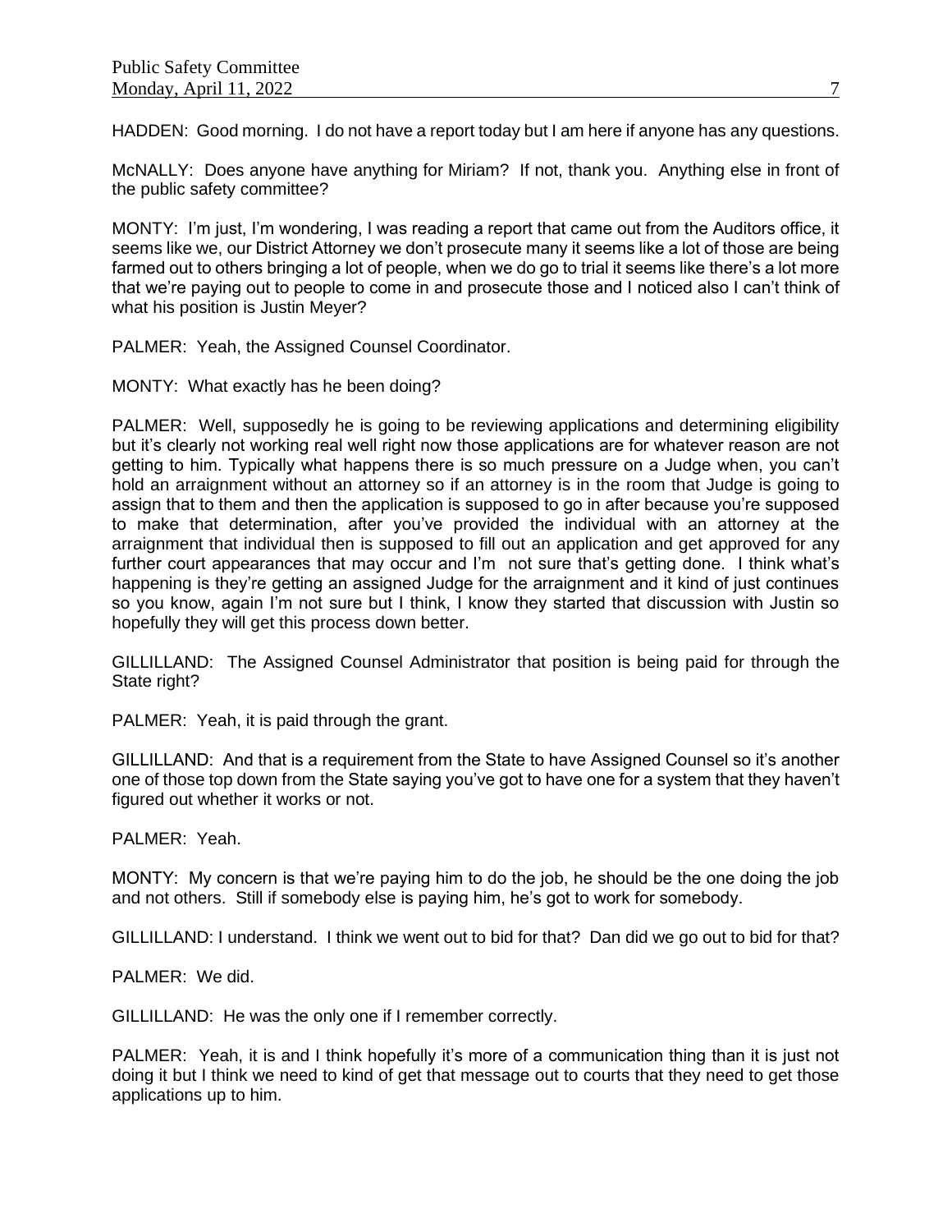HADDEN: Good morning. I do not have a report today but I am here if anyone has any questions.

McNALLY: Does anyone have anything for Miriam? If not, thank you. Anything else in front of the public safety committee?

MONTY: I'm just, I'm wondering, I was reading a report that came out from the Auditors office, it seems like we, our District Attorney we don't prosecute many it seems like a lot of those are being farmed out to others bringing a lot of people, when we do go to trial it seems like there's a lot more that we're paying out to people to come in and prosecute those and I noticed also I can't think of what his position is Justin Meyer?

PALMER: Yeah, the Assigned Counsel Coordinator.

MONTY: What exactly has he been doing?

PALMER: Well, supposedly he is going to be reviewing applications and determining eligibility but it's clearly not working real well right now those applications are for whatever reason are not getting to him. Typically what happens there is so much pressure on a Judge when, you can't hold an arraignment without an attorney so if an attorney is in the room that Judge is going to assign that to them and then the application is supposed to go in after because you're supposed to make that determination, after you've provided the individual with an attorney at the arraignment that individual then is supposed to fill out an application and get approved for any further court appearances that may occur and I'm not sure that's getting done. I think what's happening is they're getting an assigned Judge for the arraignment and it kind of just continues so you know, again I'm not sure but I think, I know they started that discussion with Justin so hopefully they will get this process down better.

GILLILLAND: The Assigned Counsel Administrator that position is being paid for through the State right?

PALMER: Yeah, it is paid through the grant.

GILLILLAND: And that is a requirement from the State to have Assigned Counsel so it's another one of those top down from the State saying you've got to have one for a system that they haven't figured out whether it works or not.

PALMER: Yeah.

MONTY: My concern is that we're paying him to do the job, he should be the one doing the job and not others. Still if somebody else is paying him, he's got to work for somebody.

GILLILLAND: I understand. I think we went out to bid for that? Dan did we go out to bid for that?

PALMER: We did.

GILLILLAND: He was the only one if I remember correctly.

PALMER: Yeah, it is and I think hopefully it's more of a communication thing than it is just not doing it but I think we need to kind of get that message out to courts that they need to get those applications up to him.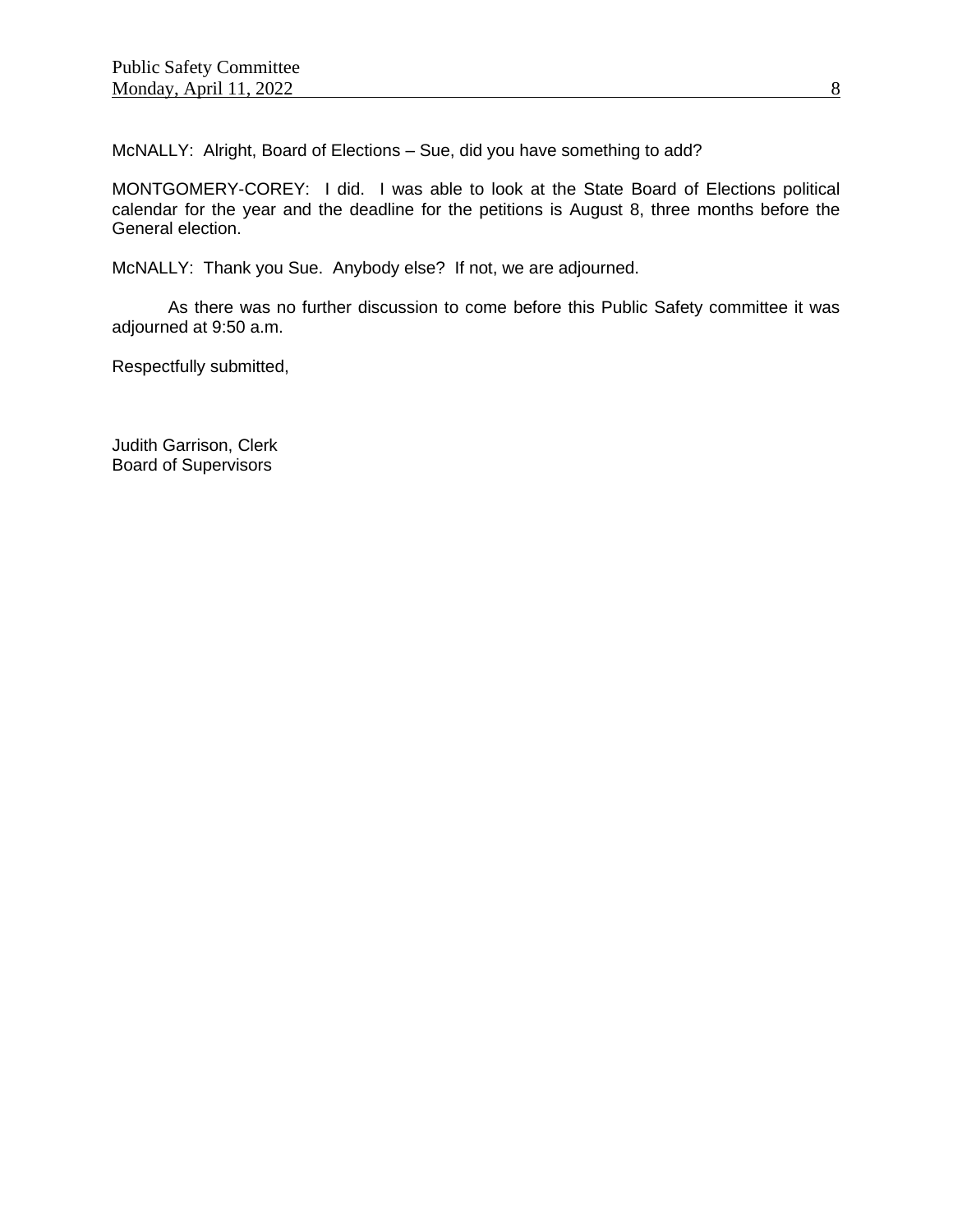McNALLY: Alright, Board of Elections – Sue, did you have something to add?

MONTGOMERY-COREY: I did. I was able to look at the State Board of Elections political calendar for the year and the deadline for the petitions is August 8, three months before the General election.

McNALLY: Thank you Sue. Anybody else? If not, we are adjourned.

As there was no further discussion to come before this Public Safety committee it was adjourned at 9:50 a.m.

Respectfully submitted,

Judith Garrison, Clerk
Board of Supervisors